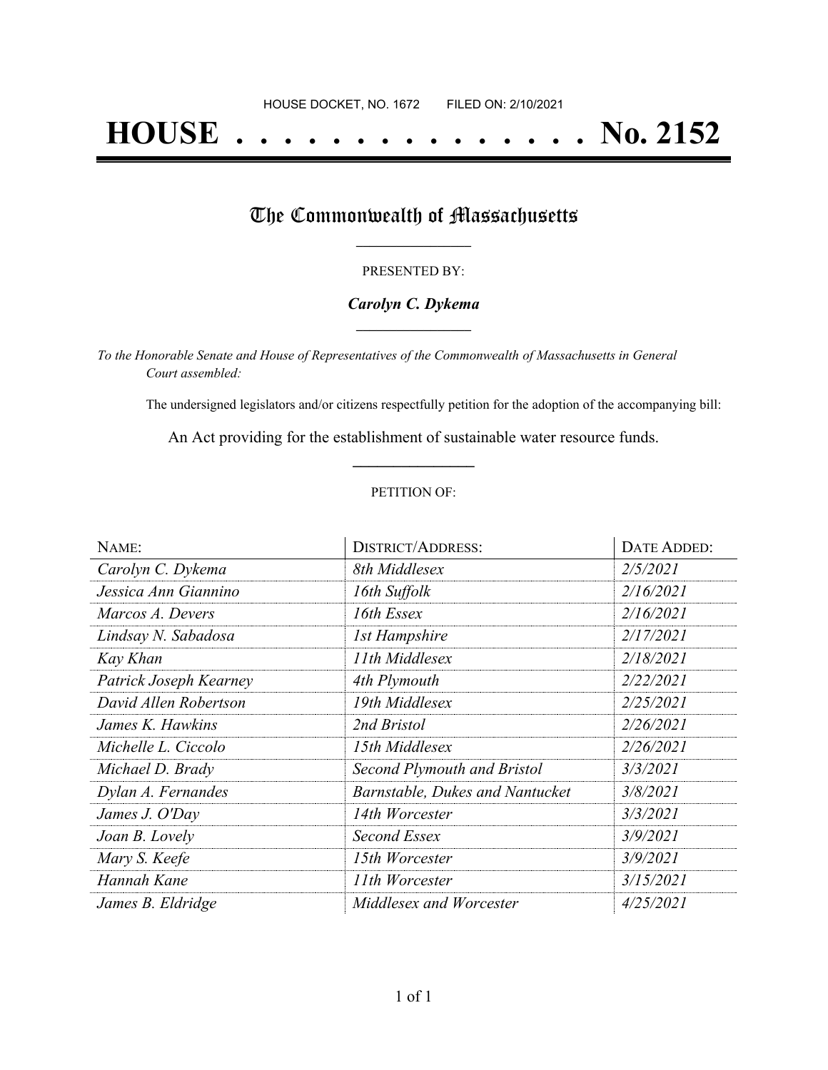HOUSE DOCKET, NO. 1672 FILED ON: 2/10/2021

# HOUSE . . . . . . . . . . . . . . . No. 2152

## The Commonwealth of Massachusetts

PRESENTED BY:

***Carolyn C. Dykema***

*To the Honorable Senate and House of Representatives of the Commonwealth of Massachusetts in General Court assembled:*

The undersigned legislators and/or citizens respectfully petition for the adoption of the accompanying bill:

An Act providing for the establishment of sustainable water resource funds.

PETITION OF:

| NAME: | DISTRICT/ADDRESS: | DATE ADDED: |
|---|---|---|
| *Carolyn C. Dykema* | *8th Middlesex* | *2/5/2021* |
| *Jessica Ann Giannino* | *16th Suffolk* | *2/16/2021* |
| *Marcos A. Devers* | *16th Essex* | *2/16/2021* |
| *Lindsay N. Sabadosa* | *1st Hampshire* | *2/17/2021* |
| *Kay Khan* | *11th Middlesex* | *2/18/2021* |
| *Patrick Joseph Kearney* | *4th Plymouth* | *2/22/2021* |
| *David Allen Robertson* | *19th Middlesex* | *2/25/2021* |
| *James K. Hawkins* | *2nd Bristol* | *2/26/2021* |
| *Michelle L. Ciccolo* | *15th Middlesex* | *2/26/2021* |
| *Michael D. Brady* | *Second Plymouth and Bristol* | *3/3/2021* |
| *Dylan A. Fernandes* | *Barnstable, Dukes and Nantucket* | *3/8/2021* |
| *James J. O'Day* | *14th Worcester* | *3/3/2021* |
| *Joan B. Lovely* | *Second Essex* | *3/9/2021* |
| *Mary S. Keefe* | *15th Worcester* | *3/9/2021* |
| *Hannah Kane* | *11th Worcester* | *3/15/2021* |
| *James B. Eldridge* | *Middlesex and Worcester* | *4/25/2021* |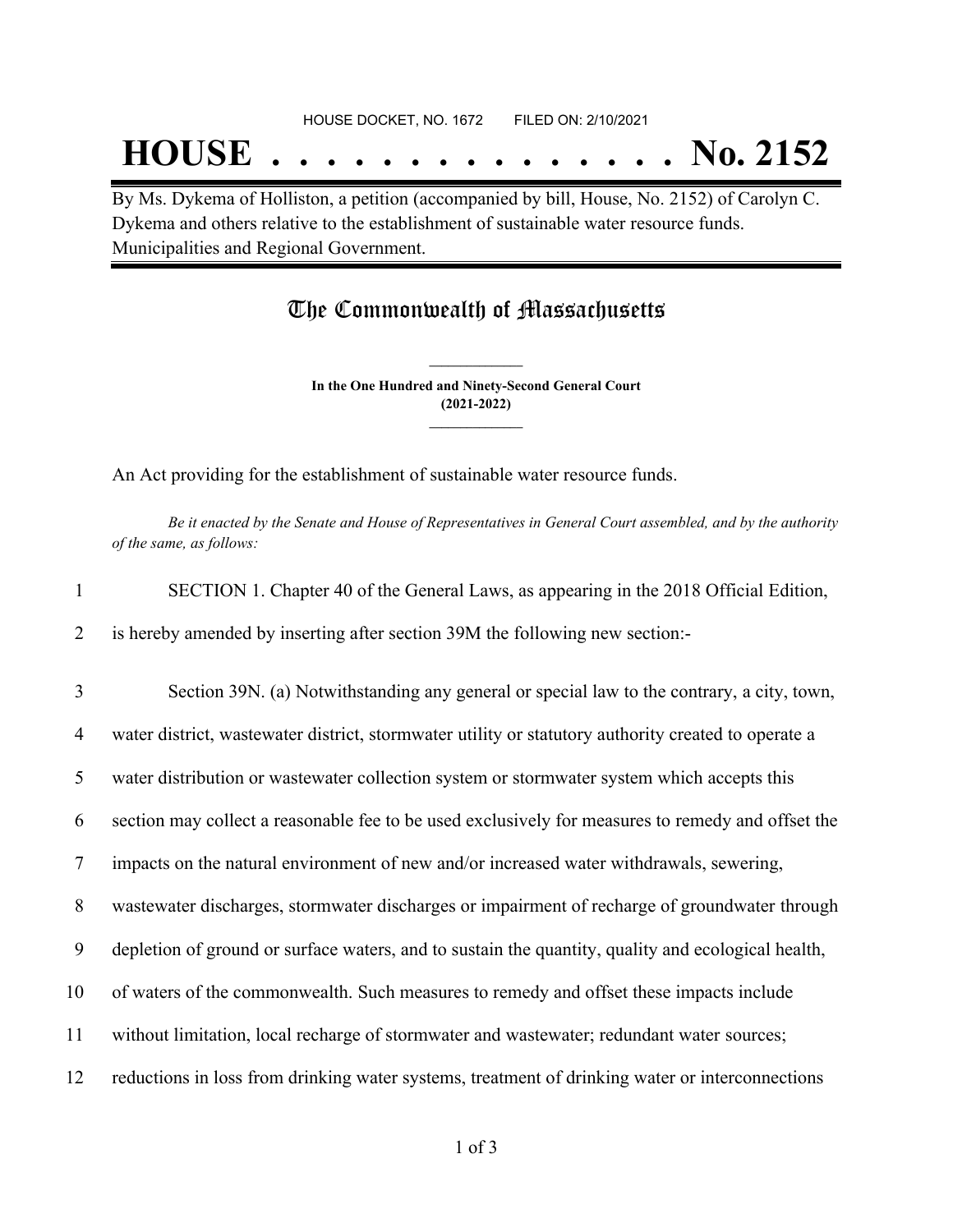HOUSE DOCKET, NO. 1672 FILED ON: 2/10/2021

# HOUSE . . . . . . . . . . . . . . . No. 2152

By Ms. Dykema of Holliston, a petition (accompanied by bill, House, No. 2152) of Carolyn C. Dykema and others relative to the establishment of sustainable water resource funds. Municipalities and Regional Government.

## The Commonwealth of Massachusetts

**In the One Hundred and Ninety-Second General Court (2021-2022)**

An Act providing for the establishment of sustainable water resource funds.

*Be it enacted by the Senate and House of Representatives in General Court assembled, and by the authority of the same, as follows:*

1 SECTION 1. Chapter 40 of the General Laws, as appearing in the 2018 Official Edition,
2 is hereby amended by inserting after section 39M the following new section:-

3 Section 39N. (a) Notwithstanding any general or special law to the contrary, a city, town,
4 water district, wastewater district, stormwater utility or statutory authority created to operate a
5 water distribution or wastewater collection system or stormwater system which accepts this
6 section may collect a reasonable fee to be used exclusively for measures to remedy and offset the
7 impacts on the natural environment of new and/or increased water withdrawals, sewering,
8 wastewater discharges, stormwater discharges or impairment of recharge of groundwater through
9 depletion of ground or surface waters, and to sustain the quantity, quality and ecological health,
10 of waters of the commonwealth. Such measures to remedy and offset these impacts include
11 without limitation, local recharge of stormwater and wastewater; redundant water sources;
12 reductions in loss from drinking water systems, treatment of drinking water or interconnections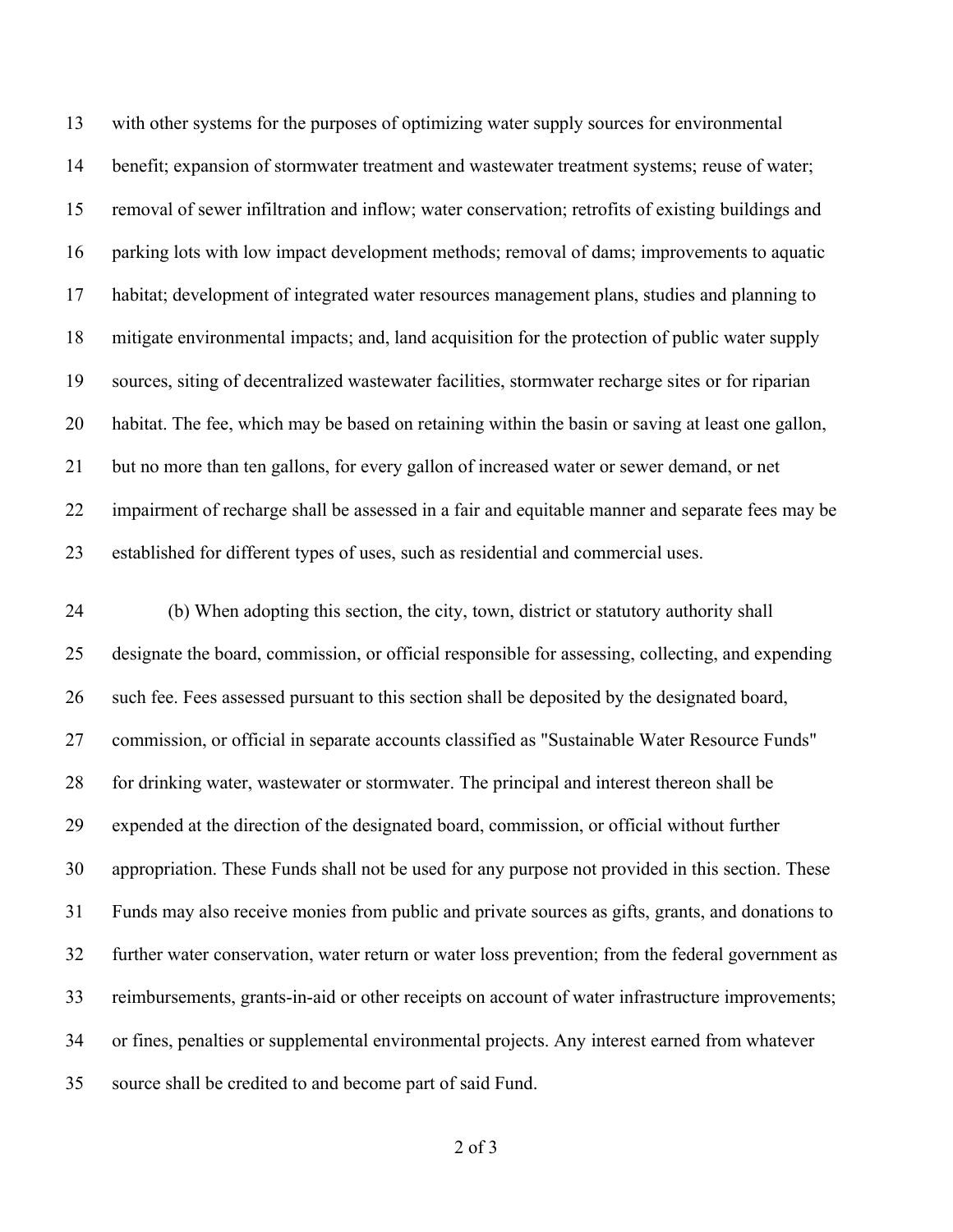with other systems for the purposes of optimizing water supply sources for environmental benefit; expansion of stormwater treatment and wastewater treatment systems; reuse of water; removal of sewer infiltration and inflow; water conservation; retrofits of existing buildings and parking lots with low impact development methods; removal of dams; improvements to aquatic habitat; development of integrated water resources management plans, studies and planning to mitigate environmental impacts; and, land acquisition for the protection of public water supply sources, siting of decentralized wastewater facilities, stormwater recharge sites or for riparian habitat. The fee, which may be based on retaining within the basin or saving at least one gallon, but no more than ten gallons, for every gallon of increased water or sewer demand, or net impairment of recharge shall be assessed in a fair and equitable manner and separate fees may be established for different types of uses, such as residential and commercial uses.

(b) When adopting this section, the city, town, district or statutory authority shall designate the board, commission, or official responsible for assessing, collecting, and expending such fee. Fees assessed pursuant to this section shall be deposited by the designated board, commission, or official in separate accounts classified as "Sustainable Water Resource Funds" for drinking water, wastewater or stormwater. The principal and interest thereon shall be expended at the direction of the designated board, commission, or official without further appropriation. These Funds shall not be used for any purpose not provided in this section. These Funds may also receive monies from public and private sources as gifts, grants, and donations to further water conservation, water return or water loss prevention; from the federal government as reimbursements, grants-in-aid or other receipts on account of water infrastructure improvements; or fines, penalties or supplemental environmental projects. Any interest earned from whatever source shall be credited to and become part of said Fund.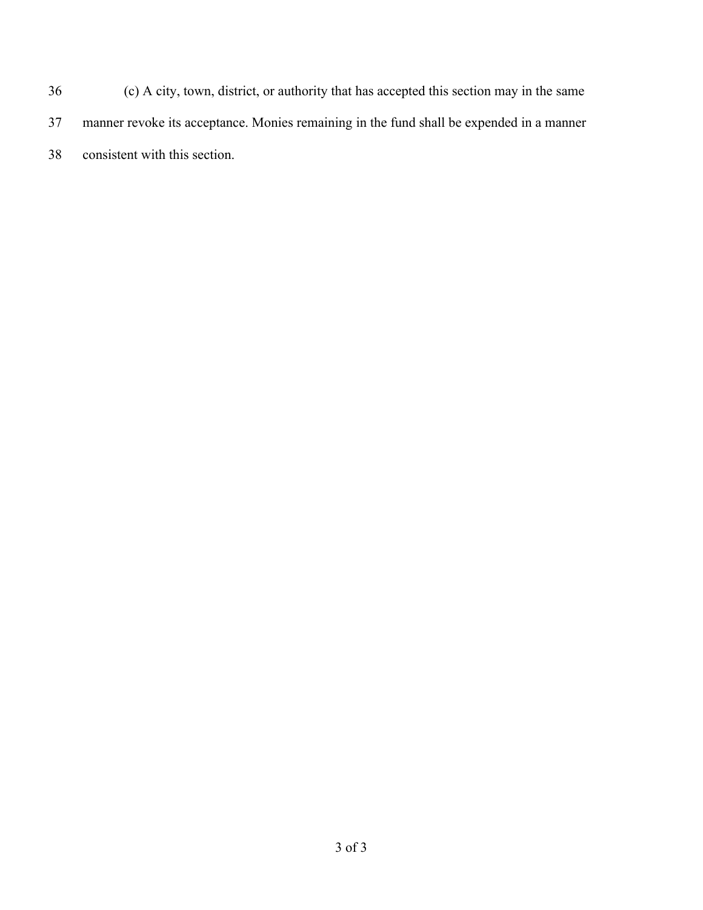36 (c) A city, town, district, or authority that has accepted this section may in the same

37 manner revoke its acceptance. Monies remaining in the fund shall be expended in a manner

38 consistent with this section.